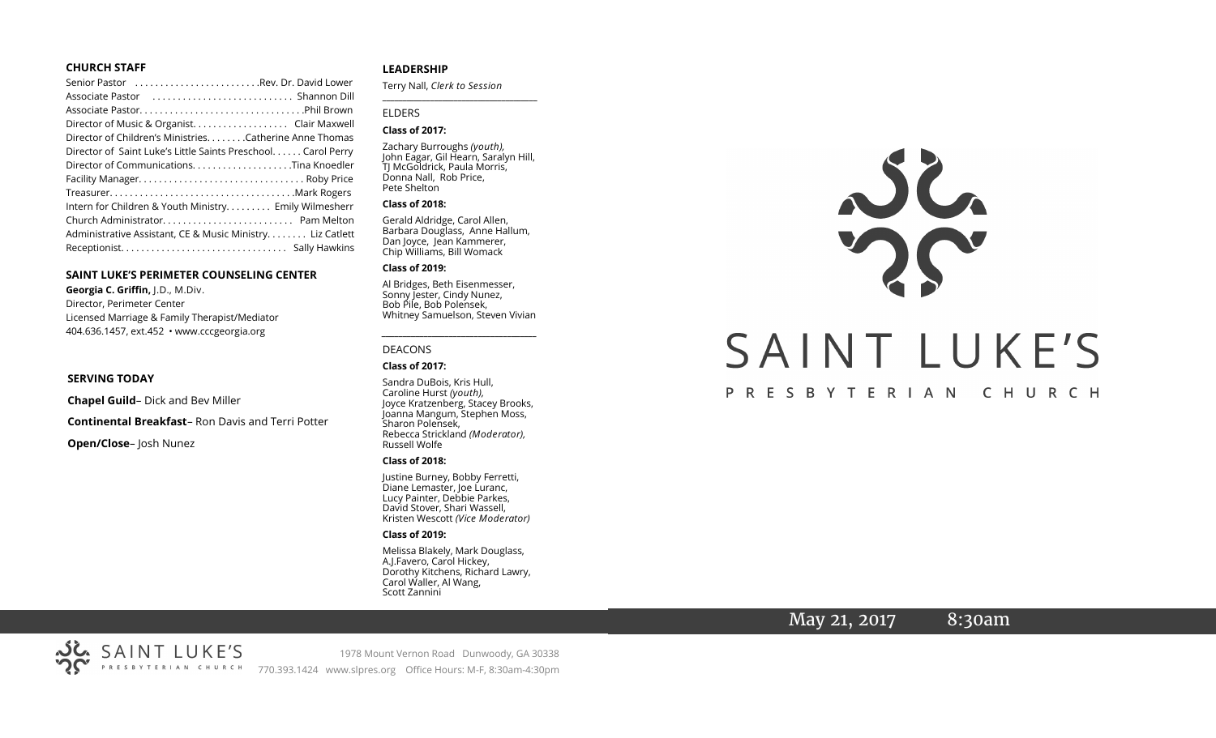## CHURCH STAFF

Senior Pastor . . . . . . . . . . . . . . . . . . . . . . . . .Rev. Dr. David Lower
Associate Pastor . . . . . . . . . . . . . . . . . . . . . . . . . . . Shannon Dill
Associate Pastor. . . . . . . . . . . . . . . . . . . . . . . . . . . . . . . .Phil Brown
Director of Music & Organist. . . . . . . . . . . . . . . . . . Clair Maxwell
Director of Children's Ministries. . . . . . . .Catherine Anne Thomas
Director of Saint Luke's Little Saints Preschool. . . . . . Carol Perry
Director of Communications. . . . . . . . . . . . . . . . . . . .Tina Knoedler
Facility Manager. . . . . . . . . . . . . . . . . . . . . . . . . . . . . . . . Roby Price
Treasurer. . . . . . . . . . . . . . . . . . . . . . . . . . . . . . . . . . . .Mark Rogers
Intern for Children & Youth Ministry. . . . . . . . . Emily Wilmesherr
Church Administrator. . . . . . . . . . . . . . . . . . . . . . . . . Pam Melton
Administrative Assistant, CE & Music Ministry. . . . . . . . Liz Catlett
Receptionist. . . . . . . . . . . . . . . . . . . . . . . . . . . . . . . . Sally Hawkins

## SAINT LUKE'S PERIMETER COUNSELING CENTER

**Georgia C. Griffin,** J.D., M.Div.
Director, Perimeter Center
Licensed Marriage & Family Therapist/Mediator
404.636.1457, ext.452 • www.cccgeorgia.org

## SERVING TODAY

**Chapel Guild**– Dick and Bev Miller

**Continental Breakfast**– Ron Davis and Terri Potter

**Open/Close**– Josh Nunez

## LEADERSHIP

Terry Nall, *Clerk to Session*

### ELDERS

**Class of 2017:**

Zachary Burroughs *(youth),* John Eagar, Gil Hearn, Saralyn Hill, TJ McGoldrick, Paula Morris, Donna Nall, Rob Price, Pete Shelton

**Class of 2018:**

Gerald Aldridge, Carol Allen, Barbara Douglass, Anne Hallum, Dan Joyce, Jean Kammerer, Chip Williams, Bill Womack

**Class of 2019:**

Al Bridges, Beth Eisenmesser, Sonny Jester, Cindy Nunez, Bob Pile, Bob Polensek, Whitney Samuelson, Steven Vivian

### DEACONS

**Class of 2017:**

Sandra DuBois, Kris Hull, Caroline Hurst *(youth),* Joyce Kratzenberg, Stacey Brooks, Joanna Mangum, Stephen Moss, Sharon Polensek, Rebecca Strickland *(Moderator),* Russell Wolfe

**Class of 2018:**

Justine Burney, Bobby Ferretti, Diane Lemaster, Joe Luranc, Lucy Painter, Debbie Parkes, David Stover, Shari Wassell, Kristen Wescott *(Vice Moderator)*

**Class of 2019:**

Melissa Blakely, Mark Douglass, A.J.Favero, Carol Hickey, Dorothy Kitchens, Richard Lawry, Carol Waller, Al Wang, Scott Zannini

# SAINT LUKE'S

PRESBYTERIAN CHURCH

May 21, 2017 8:30am

SAINT LUKE'S PRESBYTERIAN CHURCH

1978 Mount Vernon Road Dunwoody, GA 30338
770.393.1424 www.slpres.org Office Hours: M-F, 8:30am-4:30pm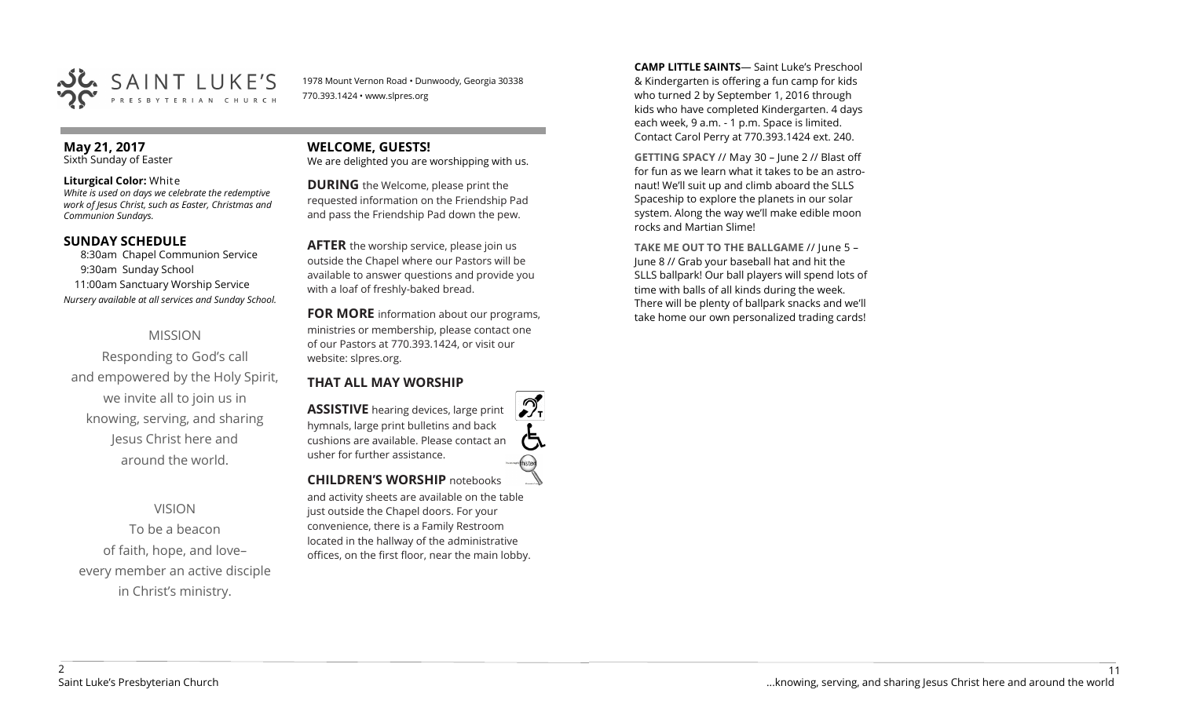SAINT LUKE'S PRESBYTERIAN CHURCH

1978 Mount Vernon Road • Dunwoody, Georgia 30338
770.393.1424 • www.slpres.org

**May 21, 2017**
Sixth Sunday of Easter

**Liturgical Color:** White
*White is used on days we celebrate the redemptive work of Jesus Christ, such as Easter, Christmas and Communion Sundays.*

## SUNDAY SCHEDULE

8:30am Chapel Communion Service
9:30am Sunday School
11:00am Sanctuary Worship Service
*Nursery available at all services and Sunday School.*

MISSION

Responding to God's call
and empowered by the Holy Spirit,
we invite all to join us in
knowing, serving, and sharing
Jesus Christ here and
around the world.

VISION

To be a beacon
of faith, hope, and love–
every member an active disciple
in Christ's ministry.

## WELCOME, GUESTS!

We are delighted you are worshipping with us.

**DURING** the Welcome, please print the requested information on the Friendship Pad and pass the Friendship Pad down the pew.

**AFTER** the worship service, please join us outside the Chapel where our Pastors will be available to answer questions and provide you with a loaf of freshly-baked bread.

**FOR MORE** information about our programs, ministries or membership, please contact one of our Pastors at 770.393.1424, or visit our website: slpres.org.

## THAT ALL MAY WORSHIP

**ASSISTIVE** hearing devices, large print hymnals, large print bulletins and back cushions are available. Please contact an usher for further assistance.

**CHILDREN'S WORSHIP** notebooks and activity sheets are available on the table just outside the Chapel doors. For your convenience, there is a Family Restroom located in the hallway of the administrative offices, on the first floor, near the main lobby.

**CAMP LITTLE SAINTS**— Saint Luke's Preschool & Kindergarten is offering a fun camp for kids who turned 2 by September 1, 2016 through kids who have completed Kindergarten. 4 days each week, 9 a.m. - 1 p.m. Space is limited. Contact Carol Perry at 770.393.1424 ext. 240.

**GETTING SPACY** // May 30 – June 2 // Blast off for fun as we learn what it takes to be an astronaut! We'll suit up and climb aboard the SLLS Spaceship to explore the planets in our solar system. Along the way we'll make edible moon rocks and Martian Slime!

**TAKE ME OUT TO THE BALLGAME** // June 5 – June 8 // Grab your baseball hat and hit the SLLS ballpark! Our ball players will spend lots of time with balls of all kinds during the week. There will be plenty of ballpark snacks and we'll take home our own personalized trading cards!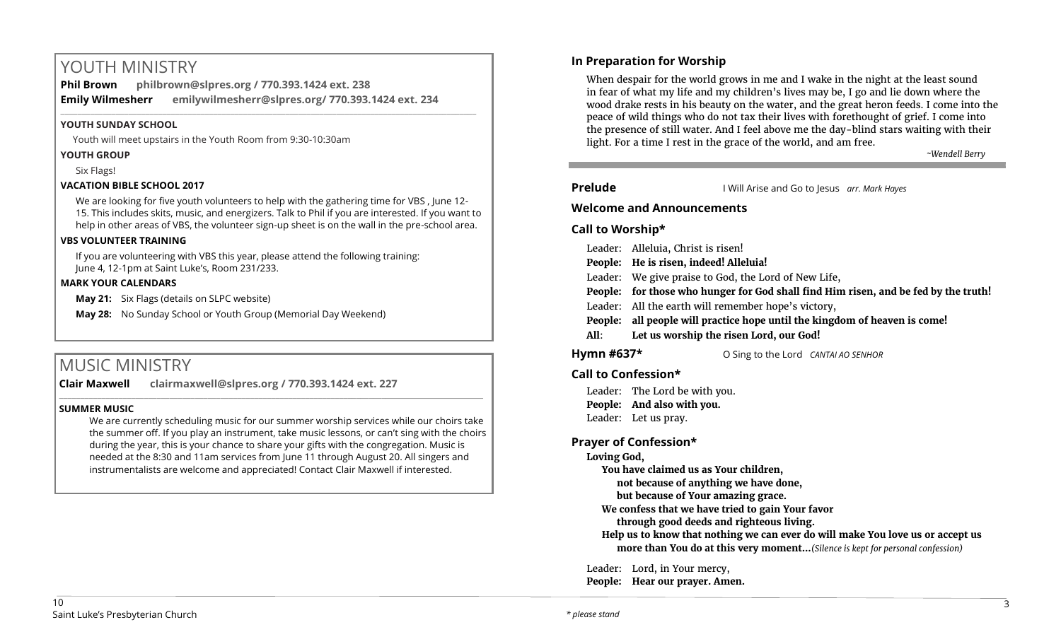# YOUTH MINISTRY

**Phil Brown** **philbrown@slpres.org / 770.393.1424 ext. 238**

**Emily Wilmesherr** **emilywilmesherr@slpres.org/ 770.393.1424 ext. 234**

### YOUTH SUNDAY SCHOOL

Youth will meet upstairs in the Youth Room from 9:30-10:30am

### YOUTH GROUP

Six Flags!

### VACATION BIBLE SCHOOL 2017

We are looking for five youth volunteers to help with the gathering time for VBS , June 12-15. This includes skits, music, and energizers. Talk to Phil if you are interested. If you want to help in other areas of VBS, the volunteer sign-up sheet is on the wall in the pre-school area.

### VBS VOLUNTEER TRAINING

If you are volunteering with VBS this year, please attend the following training: June 4, 12-1pm at Saint Luke's, Room 231/233.

### MARK YOUR CALENDARS

**May 21:** Six Flags (details on SLPC website)

**May 28:** No Sunday School or Youth Group (Memorial Day Weekend)

# MUSIC MINISTRY

**Clair Maxwell** **clairmaxwell@slpres.org / 770.393.1424 ext. 227**

### SUMMER MUSIC

We are currently scheduling music for our summer worship services while our choirs take the summer off. If you play an instrument, take music lessons, or can't sing with the choirs during the year, this is your chance to share your gifts with the congregation. Music is needed at the 8:30 and 11am services from June 11 through August 20. All singers and instrumentalists are welcome and appreciated! Contact Clair Maxwell if interested.

## In Preparation for Worship

When despair for the world grows in me and I wake in the night at the least sound in fear of what my life and my children's lives may be, I go and lie down where the wood drake rests in his beauty on the water, and the great heron feeds. I come into the peace of wild things who do not tax their lives with forethought of grief. I come into the presence of still water. And I feel above me the day-blind stars waiting with their light. For a time I rest in the grace of the world, and am free.

*~Wendell Berry*

**Prelude** I Will Arise and Go to Jesus *arr. Mark Hayes*

## Welcome and Announcements

## Call to Worship*

Leader: Alleluia, Christ is risen!

**People: He is risen, indeed! Alleluia!**

Leader: We give praise to God, the Lord of New Life,

**People: for those who hunger for God shall find Him risen, and be fed by the truth!**

Leader: All the earth will remember hope's victory,

**People: all people will practice hope until the kingdom of heaven is come!**

**All: Let us worship the risen Lord, our God!**

**Hymn #637*** O Sing to the Lord *CANTAI AO SENHOR*

## Call to Confession*

Leader: The Lord be with you.

**People: And also with you.**

Leader: Let us pray.

## Prayer of Confession*

**Loving God,**
**You have claimed us as Your children,**
**not because of anything we have done,**
**but because of Your amazing grace.**
**We confess that we have tried to gain Your favor**
**through good deeds and righteous living.**
**Help us to know that nothing we can ever do will make You love us or accept us more than You do at this very moment...** *(Silence is kept for personal confession)*

Leader: Lord, in Your mercy,

**People: Hear our prayer. Amen.**

*\* please stand*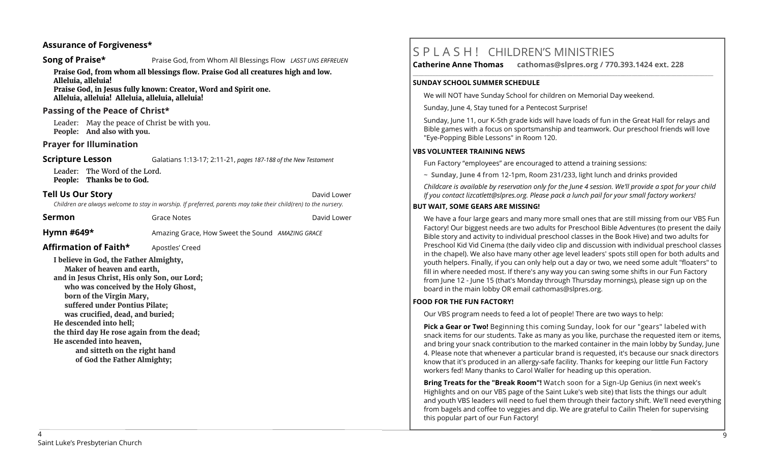### Assurance of Forgiveness*

### Song of Praise* Praise God, from Whom All Blessings Flow *LASST UNS ERFREUEN*

**Praise God, from whom all blessings flow. Praise God all creatures high and low. Alleluia, alleluia!**
**Praise God, in Jesus fully known: Creator, Word and Spirit one.**
**Alleluia, alleluia! Alleluia, alleluia, alleluia!**

### Passing of the Peace of Christ*

Leader: May the peace of Christ be with you.
**People: And also with you.**

### Prayer for Illumination

### Scripture Lesson Galatians 1:13-17; 2:11-21, *pages 187-188 of the New Testament*

Leader: The Word of the Lord.
**People: Thanks be to God.**

### Tell Us Our Story David Lower

*Children are always welcome to stay in worship. If preferred, parents may take their child(ren) to the nursery.*

### Sermon Grace Notes David Lower

### Hymn #649* Amazing Grace, How Sweet the Sound *AMAZING GRACE*

### Affirmation of Faith* Apostles' Creed

**I believe in God, the Father Almighty,**
**Maker of heaven and earth,**
**and in Jesus Christ, His only Son, our Lord;**
**who was conceived by the Holy Ghost,**
**born of the Virgin Mary,**
**suffered under Pontius Pilate;**
**was crucified, dead, and buried;**
**He descended into hell;**
**the third day He rose again from the dead;**
**He ascended into heaven,**
**and sitteth on the right hand**
**of God the Father Almighty;**

# SPLASH! CHILDREN'S MINISTRIES

**Catherine Anne Thomas cathomas@slpres.org / 770.393.1424 ext. 228**

#### SUNDAY SCHOOL SUMMER SCHEDULE

We will NOT have Sunday School for children on Memorial Day weekend.

Sunday, June 4, Stay tuned for a Pentecost Surprise!

Sunday, June 11, our K-5th grade kids will have loads of fun in the Great Hall for relays and Bible games with a focus on sportsmanship and teamwork. Our preschool friends will love "Eye-Popping Bible Lessons" in Room 120.

#### VBS VOLUNTEER TRAINING NEWS

Fun Factory "employees" are encouraged to attend a training sessions:

~ **Sunday, June 4** from 12-1pm, Room 231/233, light lunch and drinks provided

*Childcare is available by reservation only for the June 4 session. We'll provide a spot for your child If you contact lizcatlett@slpres.org. Please pack a lunch pail for your small factory workers!*

#### BUT WAIT, SOME GEARS ARE MISSING!

We have a four large gears and many more small ones that are still missing from our VBS Fun Factory! Our biggest needs are two adults for Preschool Bible Adventures (to present the daily Bible story and activity to individual preschool classes in the Book Hive) and two adults for Preschool Kid Vid Cinema (the daily video clip and discussion with individual preschool classes in the chapel). We also have many other age level leaders' spots still open for both adults and youth helpers. Finally, if you can only help out a day or two, we need some adult "floaters" to fill in where needed most. If there's any way you can swing some shifts in our Fun Factory from June 12 - June 15 (that's Monday through Thursday mornings), please sign up on the board in the main lobby OR email cathomas@slpres.org.

#### FOOD FOR THE FUN FACTORY!

Our VBS program needs to feed a lot of people! There are two ways to help:

**Pick a Gear or Two!** Beginning this coming Sunday, look for our "gears" labeled with snack items for our students. Take as many as you like, purchase the requested item or items, and bring your snack contribution to the marked container in the main lobby by Sunday, June 4. Please note that whenever a particular brand is requested, it's because our snack directors know that it's produced in an allergy-safe facility. Thanks for keeping our little Fun Factory workers fed! Many thanks to Carol Waller for heading up this operation.

**Bring Treats for the "Break Room"!** Watch soon for a Sign-Up Genius (in next week's Highlights and on our VBS page of the Saint Luke's web site) that lists the things our adult and youth VBS leaders will need to fuel them through their factory shift. We'll need everything from bagels and coffee to veggies and dip. We are grateful to Cailin Thelen for supervising this popular part of our Fun Factory!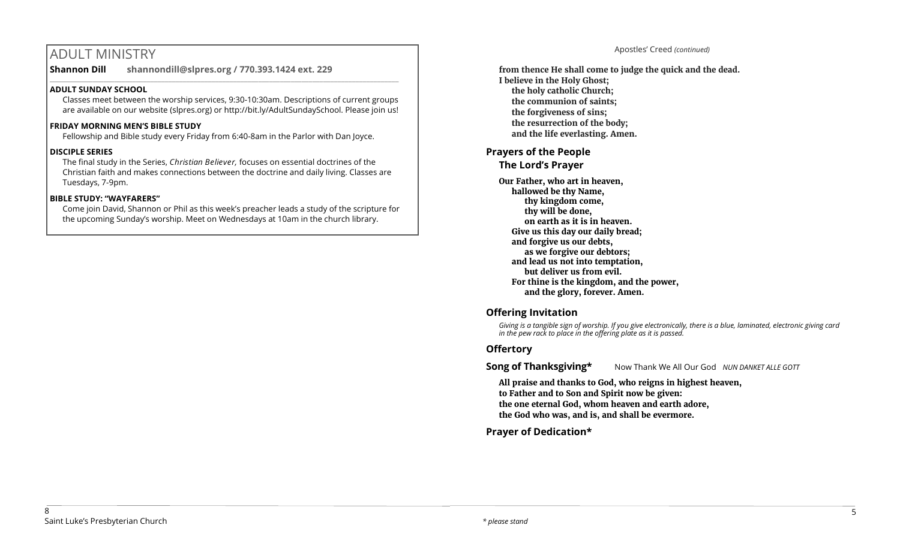# ADULT MINISTRY

**Shannon Dill** **shannondill@slpres.org / 770.393.1424 ext. 229**

**ADULT SUNDAY SCHOOL**

Classes meet between the worship services, 9:30-10:30am. Descriptions of current groups are available on our website (slpres.org) or http://bit.ly/AdultSundaySchool. Please join us!

**FRIDAY MORNING MEN'S BIBLE STUDY**

Fellowship and Bible study every Friday from 6:40-8am in the Parlor with Dan Joyce.

**DISCIPLE SERIES**

The final study in the Series, *Christian Believer,* focuses on essential doctrines of the Christian faith and makes connections between the doctrine and daily living. Classes are Tuesdays, 7-9pm.

**BIBLE STUDY: "WAYFARERS"**

Come join David, Shannon or Phil as this week's preacher leads a study of the scripture for the upcoming Sunday's worship. Meet on Wednesdays at 10am in the church library.

Apostles' Creed *(continued)*

**from thence He shall come to judge the quick and the dead.**
**I believe in the Holy Ghost;**
**the holy catholic Church;**
**the communion of saints;**
**the forgiveness of sins;**
**the resurrection of the body;**
**and the life everlasting. Amen.**

## Prayers of the People

### The Lord's Prayer

**Our Father, who art in heaven,**
**hallowed be thy Name,**
**thy kingdom come,**
**thy will be done,**
**on earth as it is in heaven.**
**Give us this day our daily bread;**
**and forgive us our debts,**
**as we forgive our debtors;**
**and lead us not into temptation,**
**but deliver us from evil.**
**For thine is the kingdom, and the power,**
**and the glory, forever. Amen.**

## Offering Invitation

*Giving is a tangible sign of worship. If you give electronically, there is a blue, laminated, electronic giving card in the pew rack to place in the offering plate as it is passed.*

## Offertory

## Song of Thanksgiving* Now Thank We All Our God *NUN DANKET ALLE GOTT*

**All praise and thanks to God, who reigns in highest heaven,**
**to Father and to Son and Spirit now be given:**
**the one eternal God, whom heaven and earth adore,**
**the God who was, and is, and shall be evermore.**

## Prayer of Dedication*

*\* please stand*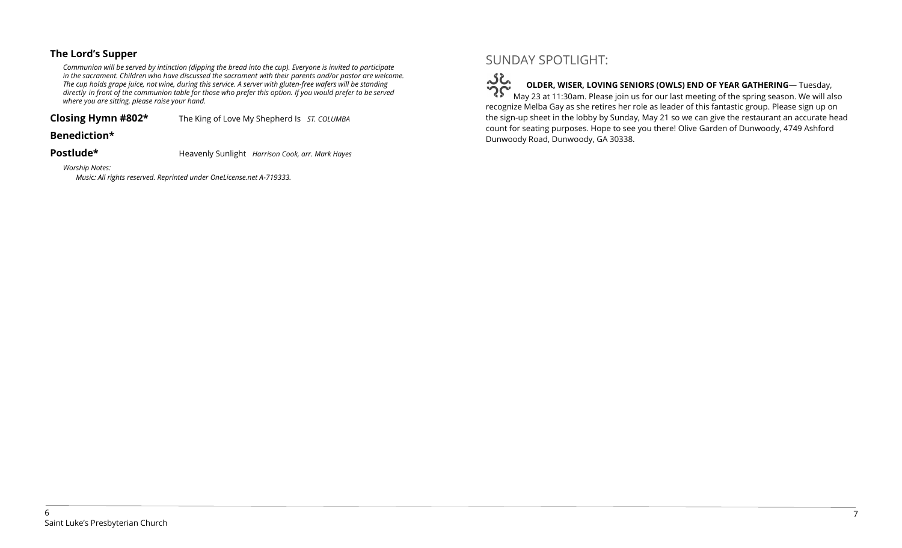### The Lord's Supper

*Communion will be served by intinction (dipping the bread into the cup). Everyone is invited to participate in the sacrament. Children who have discussed the sacrament with their parents and/or pastor are welcome. The cup holds grape juice, not wine, during this service. A server with gluten-free wafers will be standing directly in front of the communion table for those who prefer this option. If you would prefer to be served where you are sitting, please raise your hand.*

**Closing Hymn #802*** The King of Love My Shepherd Is *ST. COLUMBA*

**Benediction***

**Postlude*** Heavenly Sunlight *Harrison Cook, arr. Mark Hayes*

*Worship Notes:*

*Music: All rights reserved. Reprinted under OneLicense.net A-719333.*

## SUNDAY SPOTLIGHT:

**OLDER, WISER, LOVING SENIORS (OWLS) END OF YEAR GATHERING**— Tuesday, May 23 at 11:30am. Please join us for our last meeting of the spring season. We will also recognize Melba Gay as she retires her role as leader of this fantastic group. Please sign up on the sign-up sheet in the lobby by Sunday, May 21 so we can give the restaurant an accurate head count for seating purposes. Hope to see you there! Olive Garden of Dunwoody, 4749 Ashford Dunwoody Road, Dunwoody, GA 30338.